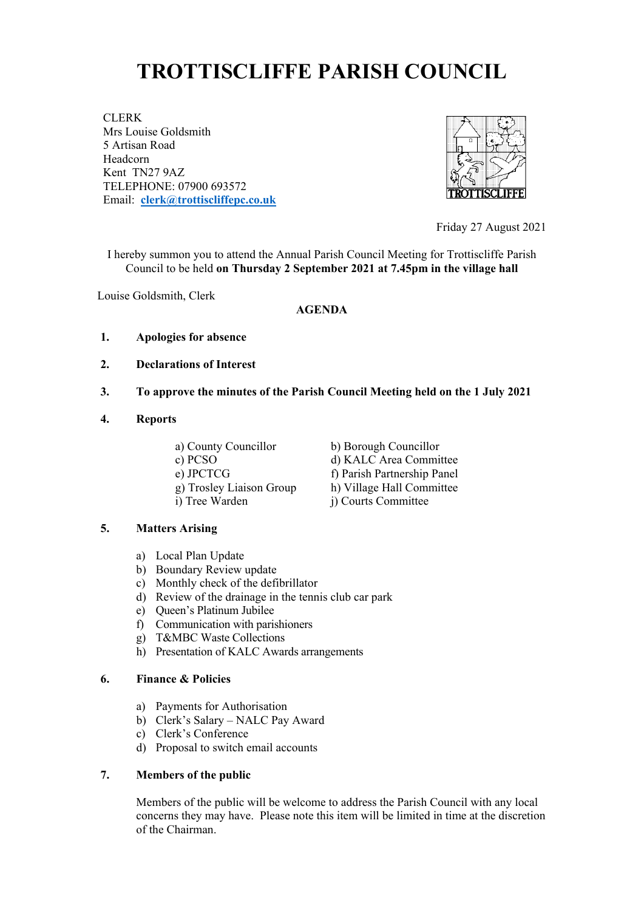# TROTTISCLIFFE PARISH COUNCIL

CLERK
Mrs Louise Goldsmith
5 Artisan Road
Headcorn
Kent TN27 9AZ
TELEPHONE: 07900 693572
Email: **clerk@trottiscliffepc.co.uk**

TROTTISCLIFFE

Friday 27 August 2021

I hereby summon you to attend the Annual Parish Council Meeting for Trottiscliffe Parish Council to be held **on Thursday 2 September 2021 at 7.45pm in the village hall**

Louise Goldsmith, Clerk

**AGENDA**

**1. Apologies for absence**

**2. Declarations of Interest**

**3. To approve the minutes of the Parish Council Meeting held on the 1 July 2021**

**4. Reports**

a) County Councillor
b) Borough Councillor
c) PCSO
d) KALC Area Committee
e) JPCTCG
f) Parish Partnership Panel
g) Trosley Liaison Group
h) Village Hall Committee
i) Tree Warden
j) Courts Committee

**5. Matters Arising**

a) Local Plan Update
b) Boundary Review update
c) Monthly check of the defibrillator
d) Review of the drainage in the tennis club car park
e) Queen's Platinum Jubilee
f) Communication with parishioners
g) T&MBC Waste Collections
h) Presentation of KALC Awards arrangements

**6. Finance & Policies**

a) Payments for Authorisation
b) Clerk's Salary – NALC Pay Award
c) Clerk's Conference
d) Proposal to switch email accounts

**7. Members of the public**

Members of the public will be welcome to address the Parish Council with any local concerns they may have. Please note this item will be limited in time at the discretion of the Chairman.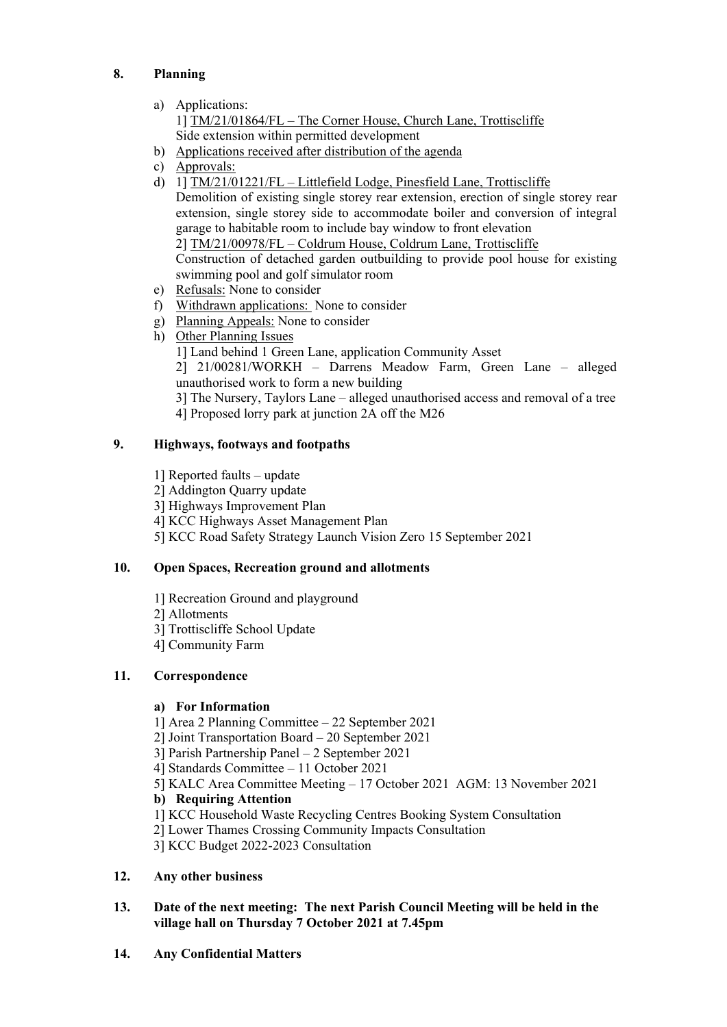## 8. Planning

a) Applications:
   1] TM/21/01864/FL – The Corner House, Church Lane, Trottiscliffe
   Side extension within permitted development
b) Applications received after distribution of the agenda
c) Approvals:
d) 1] TM/21/01221/FL – Littlefield Lodge, Pinesfield Lane, Trottiscliffe
   Demolition of existing single storey rear extension, erection of single storey rear extension, single storey side to accommodate boiler and conversion of integral garage to habitable room to include bay window to front elevation
   2] TM/21/00978/FL – Coldrum House, Coldrum Lane, Trottiscliffe
   Construction of detached garden outbuilding to provide pool house for existing swimming pool and golf simulator room
e) Refusals: None to consider
f) Withdrawn applications: None to consider
g) Planning Appeals: None to consider
h) Other Planning Issues
   1] Land behind 1 Green Lane, application Community Asset
   2] 21/00281/WORKH – Darrens Meadow Farm, Green Lane – alleged unauthorised work to form a new building
   3] The Nursery, Taylors Lane – alleged unauthorised access and removal of a tree
   4] Proposed lorry park at junction 2A off the M26

## 9. Highways, footways and footpaths

1] Reported faults – update
2] Addington Quarry update
3] Highways Improvement Plan
4] KCC Highways Asset Management Plan
5] KCC Road Safety Strategy Launch Vision Zero 15 September 2021

## 10. Open Spaces, Recreation ground and allotments

1] Recreation Ground and playground
2] Allotments
3] Trottiscliffe School Update
4] Community Farm

## 11. Correspondence

**a) For Information**

1] Area 2 Planning Committee – 22 September 2021
2] Joint Transportation Board – 20 September 2021
3] Parish Partnership Panel – 2 September 2021
4] Standards Committee – 11 October 2021
5] KALC Area Committee Meeting – 17 October 2021 AGM: 13 November 2021

**b) Requiring Attention**

1] KCC Household Waste Recycling Centres Booking System Consultation
2] Lower Thames Crossing Community Impacts Consultation
3] KCC Budget 2022-2023 Consultation

## 12. Any other business

## 13. Date of the next meeting: The next Parish Council Meeting will be held in the village hall on Thursday 7 October 2021 at 7.45pm

## 14. Any Confidential Matters